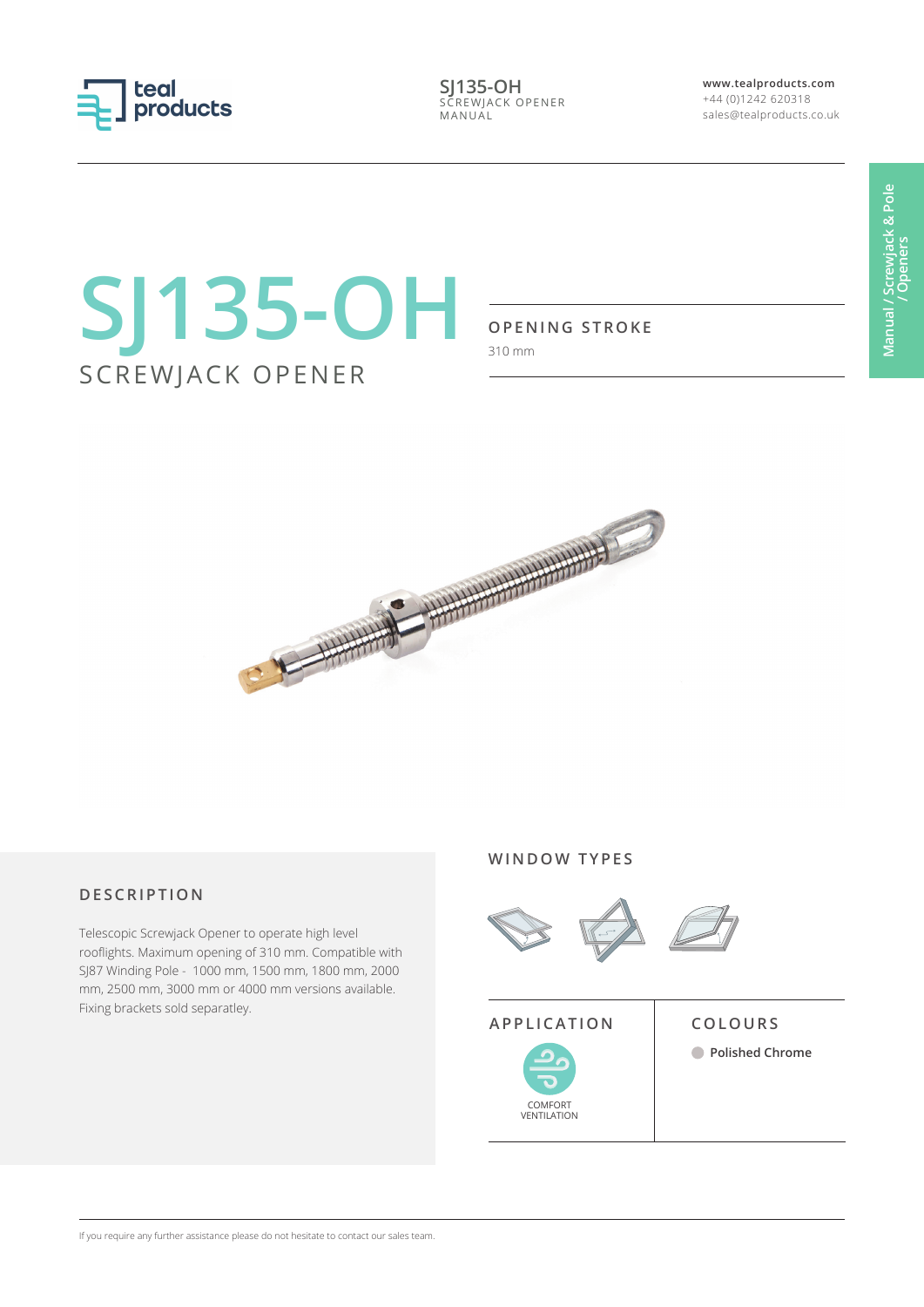# SJ135-OH

## SCREWJACK OPENER

### OPENING STROKE

310 mm

### DESCRIPTION

Telescopic Screwjack Opener to operate high level rooflights. Maximum opening of 310 mm. Compatible with SJ87 Winding Pole - 1000 mm, 1500 mm, 1800 mm, 2000 mm, 2500 mm, 3000 mm or 4000 mm versions available. Fixing brackets sold separatley.

### WINDOW TYPES

### APPLICATION

COMFORT VENTILATION

### COLOURS

**Polished Chrome**

If you require any further assistance please do not hesitate to contact our sales team.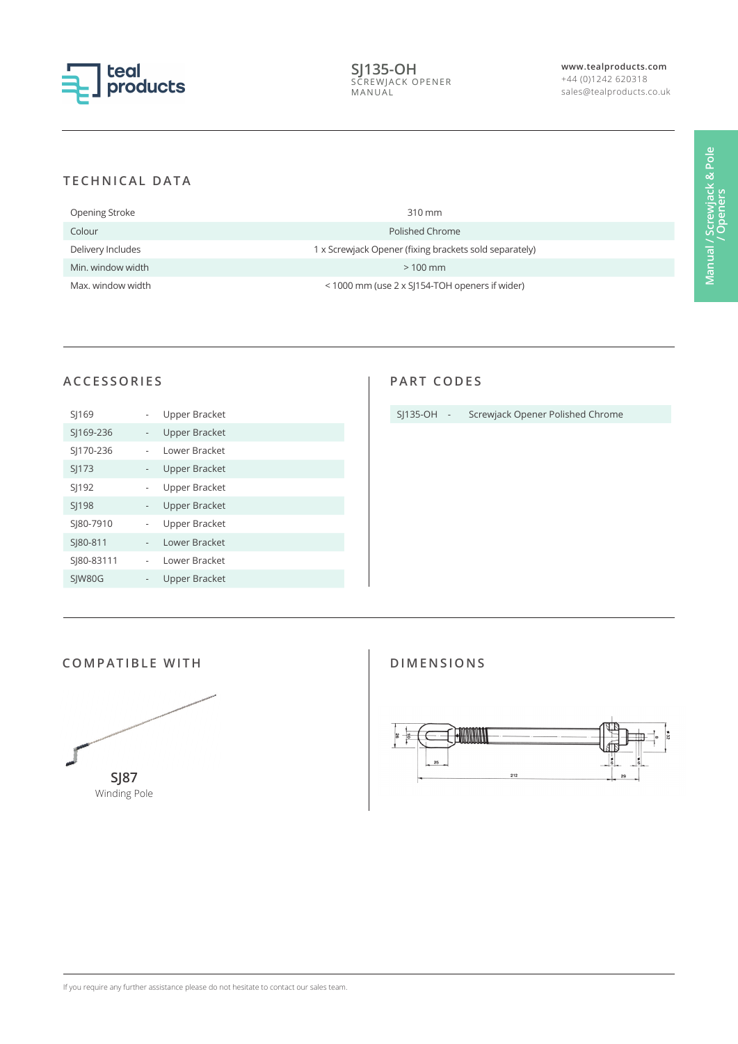# SJ135-OH

SCREWJACK OPENER
MANUAL

www.tealproducts.com
+44 (0)1242 620318
sales@tealproducts.co.uk

Manual / Screwjack & Pole / Openers

## TECHNICAL DATA

| | |
|---|---|
| Opening Stroke | 310 mm |
| Colour | Polished Chrome |
| Delivery Includes | 1 x Screwjack Opener (fixing brackets sold separately) |
| Min. window width | > 100 mm |
| Max. window width | < 1000 mm (use 2 x SJ154-TOH openers if wider) |

## ACCESSORIES

| | | |
|---|---|---|
| SJ169 | - | Upper Bracket |
| SJ169-236 | - | Upper Bracket |
| SJ170-236 | - | Lower Bracket |
| SJ173 | - | Upper Bracket |
| SJ192 | - | Upper Bracket |
| SJ198 | - | Upper Bracket |
| SJ80-7910 | - | Upper Bracket |
| SJ80-811 | - | Lower Bracket |
| SJ80-83111 | - | Lower Bracket |
| SJW80G | - | Upper Bracket |

## PART CODES

| | | |
|---|---|---|
| SJ135-OH | - | Screwjack Opener Polished Chrome |

## COMPATIBLE WITH

**SJ87**
Winding Pole

## DIMENSIONS

25
212
29

If you require any further assistance please do not hesitate to contact our sales team.